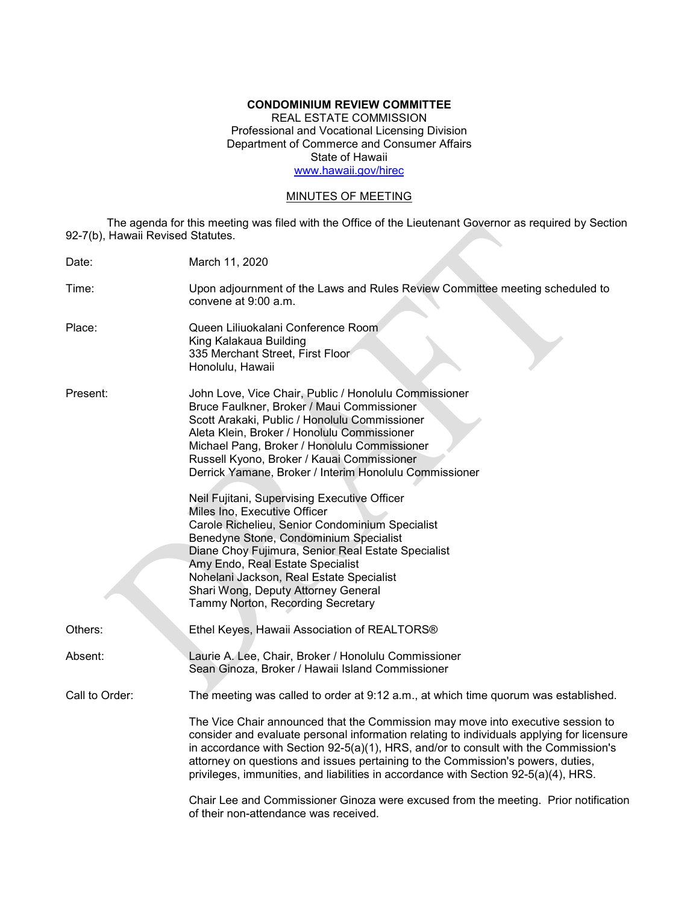**CONDOMINIUM REVIEW COMMITTEE**
REAL ESTATE COMMISSION
Professional and Vocational Licensing Division
Department of Commerce and Consumer Affairs
State of Hawaii
www.hawaii.gov/hirec

MINUTES OF MEETING

The agenda for this meeting was filed with the Office of the Lieutenant Governor as required by Section 92-7(b), Hawaii Revised Statutes.

Date: March 11, 2020

Time: Upon adjournment of the Laws and Rules Review Committee meeting scheduled to convene at 9:00 a.m.

Place: Queen Liliuokalani Conference Room
King Kalakaua Building
335 Merchant Street, First Floor
Honolulu, Hawaii

Present:
John Love, Vice Chair, Public / Honolulu Commissioner
Bruce Faulkner, Broker / Maui Commissioner
Scott Arakaki, Public / Honolulu Commissioner
Aleta Klein, Broker / Honolulu Commissioner
Michael Pang, Broker / Honolulu Commissioner
Russell Kyono, Broker / Kauai Commissioner
Derrick Yamane, Broker / Interim Honolulu Commissioner

Neil Fujitani, Supervising Executive Officer
Miles Ino, Executive Officer
Carole Richelieu, Senior Condominium Specialist
Benedyne Stone, Condominium Specialist
Diane Choy Fujimura, Senior Real Estate Specialist
Amy Endo, Real Estate Specialist
Nohelani Jackson, Real Estate Specialist
Shari Wong, Deputy Attorney General
Tammy Norton, Recording Secretary

Others: Ethel Keyes, Hawaii Association of REALTORS®

Absent:
Laurie A. Lee, Chair, Broker / Honolulu Commissioner
Sean Ginoza, Broker / Hawaii Island Commissioner

Call to Order: The meeting was called to order at 9:12 a.m., at which time quorum was established.

The Vice Chair announced that the Commission may move into executive session to consider and evaluate personal information relating to individuals applying for licensure in accordance with Section 92-5(a)(1), HRS, and/or to consult with the Commission's attorney on questions and issues pertaining to the Commission's powers, duties, privileges, immunities, and liabilities in accordance with Section 92-5(a)(4), HRS.

Chair Lee and Commissioner Ginoza were excused from the meeting. Prior notification of their non-attendance was received.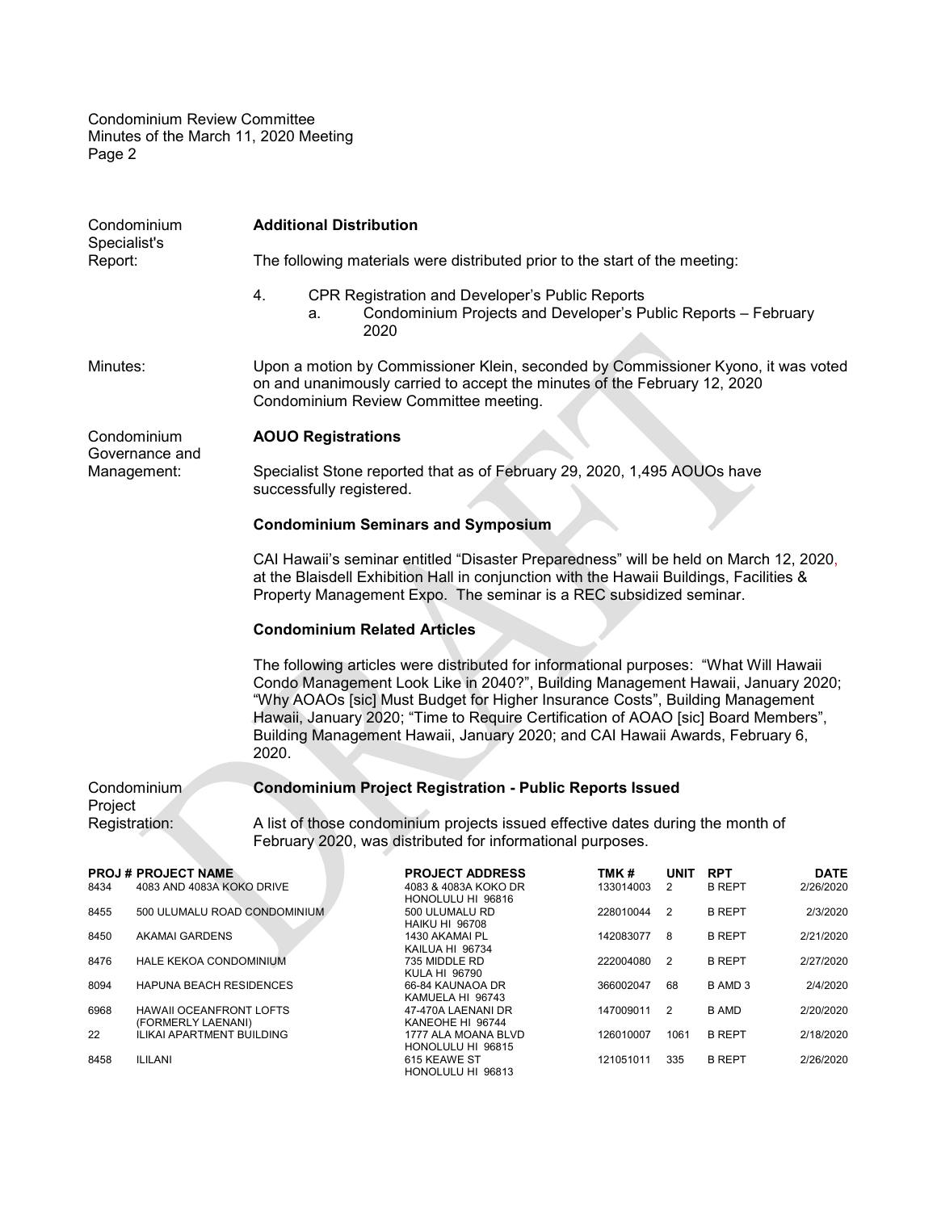**Condominium Specialist's Report:**

**Additional Distribution**

The following materials were distributed prior to the start of the meeting:

4. CPR Registration and Developer's Public Reports
   a. Condominium Projects and Developer's Public Reports – February 2020

**Minutes:**

Upon a motion by Commissioner Klein, seconded by Commissioner Kyono, it was voted on and unanimously carried to accept the minutes of the February 12, 2020 Condominium Review Committee meeting.

**Condominium Governance and Management:**

**AOUO Registrations**

Specialist Stone reported that as of February 29, 2020, 1,495 AOUOs have successfully registered.

**Condominium Seminars and Symposium**

CAI Hawaii's seminar entitled "Disaster Preparedness" will be held on March 12, 2020, at the Blaisdell Exhibition Hall in conjunction with the Hawaii Buildings, Facilities & Property Management Expo. The seminar is a REC subsidized seminar.

**Condominium Related Articles**

The following articles were distributed for informational purposes: "What Will Hawaii Condo Management Look Like in 2040?", Building Management Hawaii, January 2020; "Why AOAOs [sic] Must Budget for Higher Insurance Costs", Building Management Hawaii, January 2020; "Time to Require Certification of AOAO [sic] Board Members", Building Management Hawaii, January 2020; and CAI Hawaii Awards, February 6, 2020.

**Condominium Project Registration:**

**Condominium Project Registration - Public Reports Issued**

A list of those condominium projects issued effective dates during the month of February 2020, was distributed for informational purposes.

| PROJ # | PROJECT NAME | PROJECT ADDRESS | TMK # | UNIT | RPT | DATE |
|---|---|---|---|---|---|---|
| 8434 | 4083 AND 4083A KOKO DRIVE | 4083 & 4083A KOKO DR HONOLULU HI 96816 | 133014003 | 2 | B REPT | 2/26/2020 |
| 8455 | 500 ULUMALU ROAD CONDOMINIUM | 500 ULUMALU RD HAIKU HI 96708 | 228010044 | 2 | B REPT | 2/3/2020 |
| 8450 | AKAMAI GARDENS | 1430 AKAMAI PL KAILUA HI 96734 | 142083077 | 8 | B REPT | 2/21/2020 |
| 8476 | HALE KEKOA CONDOMINIUM | 735 MIDDLE RD KULA HI 96790 | 222004080 | 2 | B REPT | 2/27/2020 |
| 8094 | HAPUNA BEACH RESIDENCES | 66-84 KAUNAOA DR KAMUELA HI 96743 | 366002047 | 68 | B AMD 3 | 2/4/2020 |
| 6968 | HAWAII OCEANFRONT LOFTS (FORMERLY LAENANI) | 47-470A LAENANI DR KANEOHE HI 96744 | 147009011 | 2 | B AMD | 2/20/2020 |
| 22 | ILIKAI APARTMENT BUILDING | 1777 ALA MOANA BLVD HONOLULU HI 96815 | 126010007 | 1061 | B REPT | 2/18/2020 |
| 8458 | ILILANI | 615 KEAWE ST HONOLULU HI 96813 | 121051011 | 335 | B REPT | 2/26/2020 |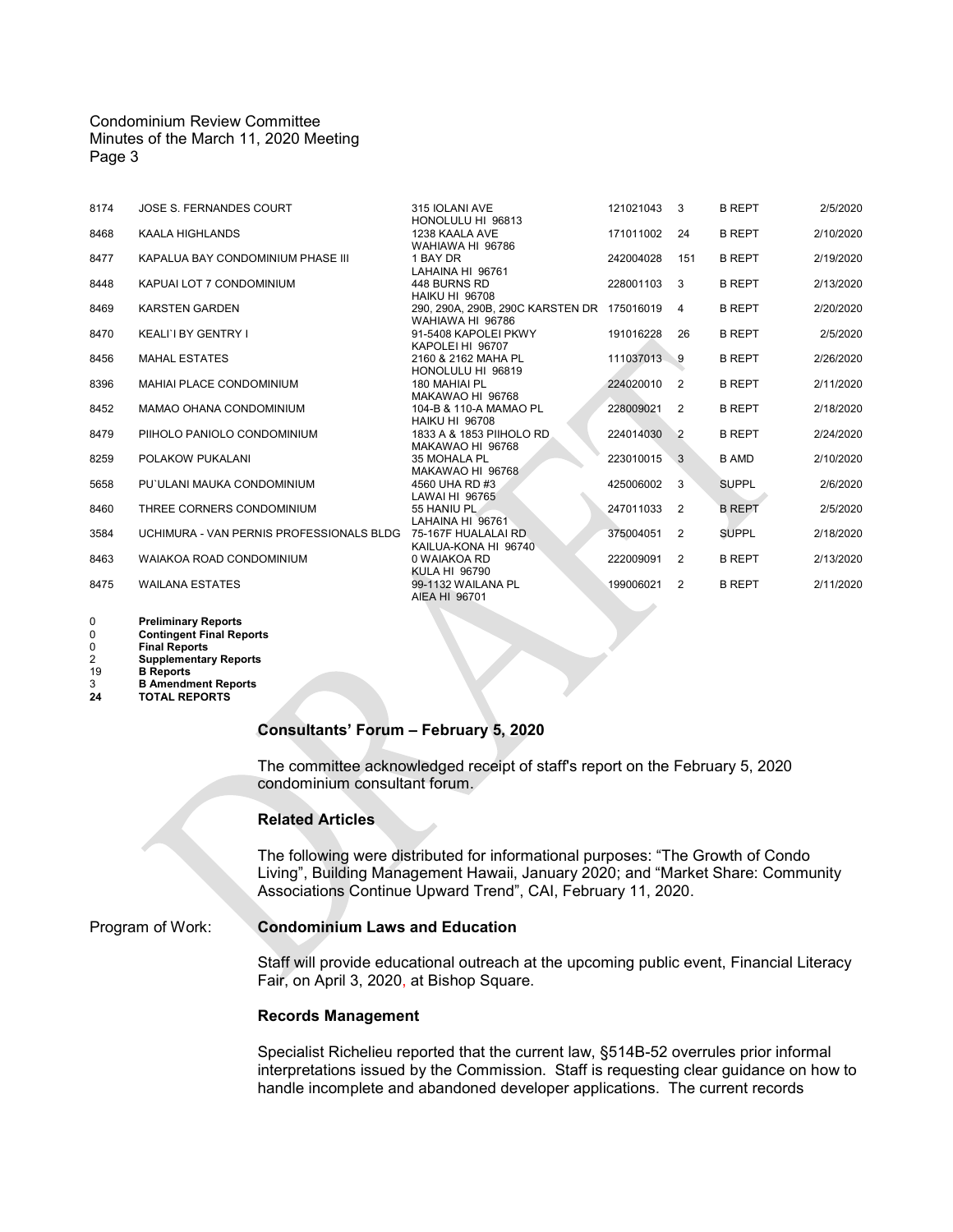| | | | | | | |
|---|---|---|---|---|---|---|
| 8174 | JOSE S. FERNANDES COURT | 315 IOLANI AVE HONOLULU HI 96813 | 121021043 | 3 | B REPT | 2/5/2020 |
| 8468 | KAALA HIGHLANDS | 1238 KAALA AVE WAHIAWA HI 96786 | 171011002 | 24 | B REPT | 2/10/2020 |
| 8477 | KAPALUA BAY CONDOMINIUM PHASE III | 1 BAY DR LAHAINA HI 96761 | 242004028 | 151 | B REPT | 2/19/2020 |
| 8448 | KAPUAI LOT 7 CONDOMINIUM | 448 BURNS RD HAIKU HI 96708 | 228001103 | 3 | B REPT | 2/13/2020 |
| 8469 | KARSTEN GARDEN | 290, 290A, 290B, 290C KARSTEN DR WAHIAWA HI 96786 | 175016019 | 4 | B REPT | 2/20/2020 |
| 8470 | KEALI`I BY GENTRY I | 91-5408 KAPOLEI PKWY KAPOLEI HI 96707 | 191016228 | 26 | B REPT | 2/5/2020 |
| 8456 | MAHAL ESTATES | 2160 & 2162 MAHA PL HONOLULU HI 96819 | 111037013 | 9 | B REPT | 2/26/2020 |
| 8396 | MAHIAI PLACE CONDOMINIUM | 180 MAHIAI PL MAKAWAO HI 96768 | 224020010 | 2 | B REPT | 2/11/2020 |
| 8452 | MAMAO OHANA CONDOMINIUM | 104-B & 110-A MAMAO PL HAIKU HI 96708 | 228009021 | 2 | B REPT | 2/18/2020 |
| 8479 | PIIHOLO PANIOLO CONDOMINIUM | 1833 A & 1853 PIIHOLO RD MAKAWAO HI 96768 | 224014030 | 2 | B REPT | 2/24/2020 |
| 8259 | POLAKOW PUKALANI | 35 MOHALA PL MAKAWAO HI 96768 | 223010015 | 3 | B AMD | 2/10/2020 |
| 5658 | PU`ULANI MAUKA CONDOMINIUM | 4560 UHA RD #3 LAWAI HI 96765 | 425006002 | 3 | SUPPL | 2/6/2020 |
| 8460 | THREE CORNERS CONDOMINIUM | 55 HANIU PL LAHAINA HI 96761 | 247011033 | 2 | B REPT | 2/5/2020 |
| 3584 | UCHIMURA - VAN PERNIS PROFESSIONALS BLDG | 75-167F HUALALAI RD KAILUA-KONA HI 96740 | 375004051 | 2 | SUPPL | 2/18/2020 |
| 8463 | WAIAKOA ROAD CONDOMINIUM | 0 WAIAKOA RD KULA HI 96790 | 222009091 | 2 | B REPT | 2/13/2020 |
| 8475 | WAILANA ESTATES | 99-1132 WAILANA PL AIEA HI 96701 | 199006021 | 2 | B REPT | 2/11/2020 |

| | |
|---|---|
| 0 | **Preliminary Reports** |
| 0 | **Contingent Final Reports** |
| 0 | **Final Reports** |
| 2 | **Supplementary Reports** |
| 19 | **B Reports** |
| 3 | **B Amendment Reports** |
| **24** | **TOTAL REPORTS** |

**Consultants' Forum – February 5, 2020**

The committee acknowledged receipt of staff's report on the February 5, 2020 condominium consultant forum.

**Related Articles**

The following were distributed for informational purposes: "The Growth of Condo Living", Building Management Hawaii, January 2020; and "Market Share: Community Associations Continue Upward Trend", CAI, February 11, 2020.

Program of Work: **Condominium Laws and Education**

Staff will provide educational outreach at the upcoming public event, Financial Literacy Fair, on April 3, 2020, at Bishop Square.

**Records Management**

Specialist Richelieu reported that the current law, §514B-52 overrules prior informal interpretations issued by the Commission. Staff is requesting clear guidance on how to handle incomplete and abandoned developer applications. The current records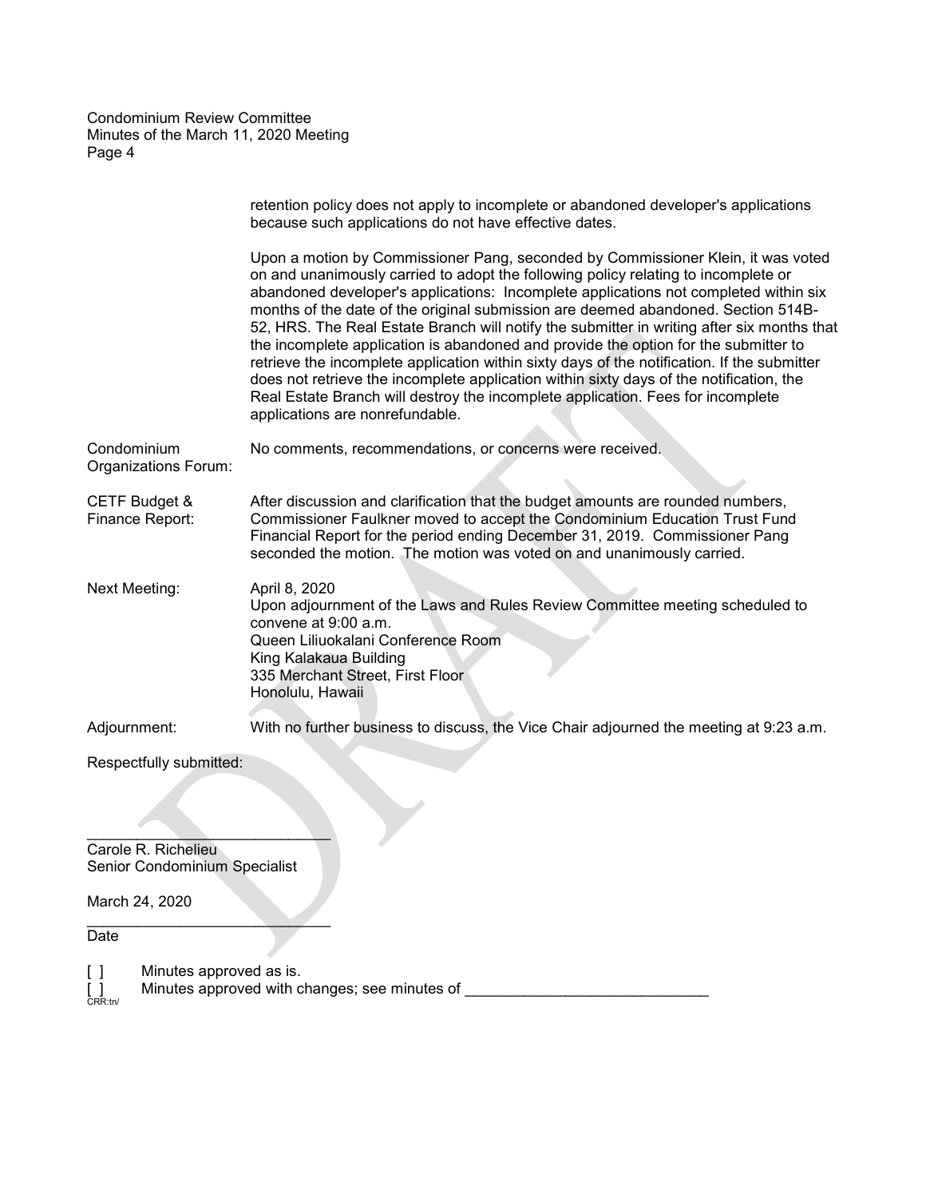retention policy does not apply to incomplete or abandoned developer's applications because such applications do not have effective dates.

Upon a motion by Commissioner Pang, seconded by Commissioner Klein, it was voted on and unanimously carried to adopt the following policy relating to incomplete or abandoned developer's applications: Incomplete applications not completed within six months of the date of the original submission are deemed abandoned. Section 514B-52, HRS. The Real Estate Branch will notify the submitter in writing after six months that the incomplete application is abandoned and provide the option for the submitter to retrieve the incomplete application within sixty days of the notification. If the submitter does not retrieve the incomplete application within sixty days of the notification, the Real Estate Branch will destroy the incomplete application. Fees for incomplete applications are nonrefundable.

Condominium Organizations Forum: No comments, recommendations, or concerns were received.

CETF Budget & Finance Report: After discussion and clarification that the budget amounts are rounded numbers, Commissioner Faulkner moved to accept the Condominium Education Trust Fund Financial Report for the period ending December 31, 2019. Commissioner Pang seconded the motion. The motion was voted on and unanimously carried.

Next Meeting: April 8, 2020
Upon adjournment of the Laws and Rules Review Committee meeting scheduled to convene at 9:00 a.m.
Queen Liliuokalani Conference Room
King Kalakaua Building
335 Merchant Street, First Floor
Honolulu, Hawaii

Adjournment: With no further business to discuss, the Vice Chair adjourned the meeting at 9:23 a.m.

Respectfully submitted:

\_\_\_\_\_\_\_\_\_\_\_\_\_\_\_\_\_\_\_\_\_\_\_\_\_\_\_\_\_\_
Carole R. Richelieu
Senior Condominium Specialist

March 24, 2020
\_\_\_\_\_\_\_\_\_\_\_\_\_\_\_\_\_\_\_\_\_\_\_\_\_\_\_\_\_\_
Date

[ ] Minutes approved as is.
[ ] Minutes approved with changes; see minutes of \_\_\_\_\_\_\_\_\_\_\_\_\_\_\_\_\_\_\_\_\_\_\_\_\_\_\_\_

CRR:tn/